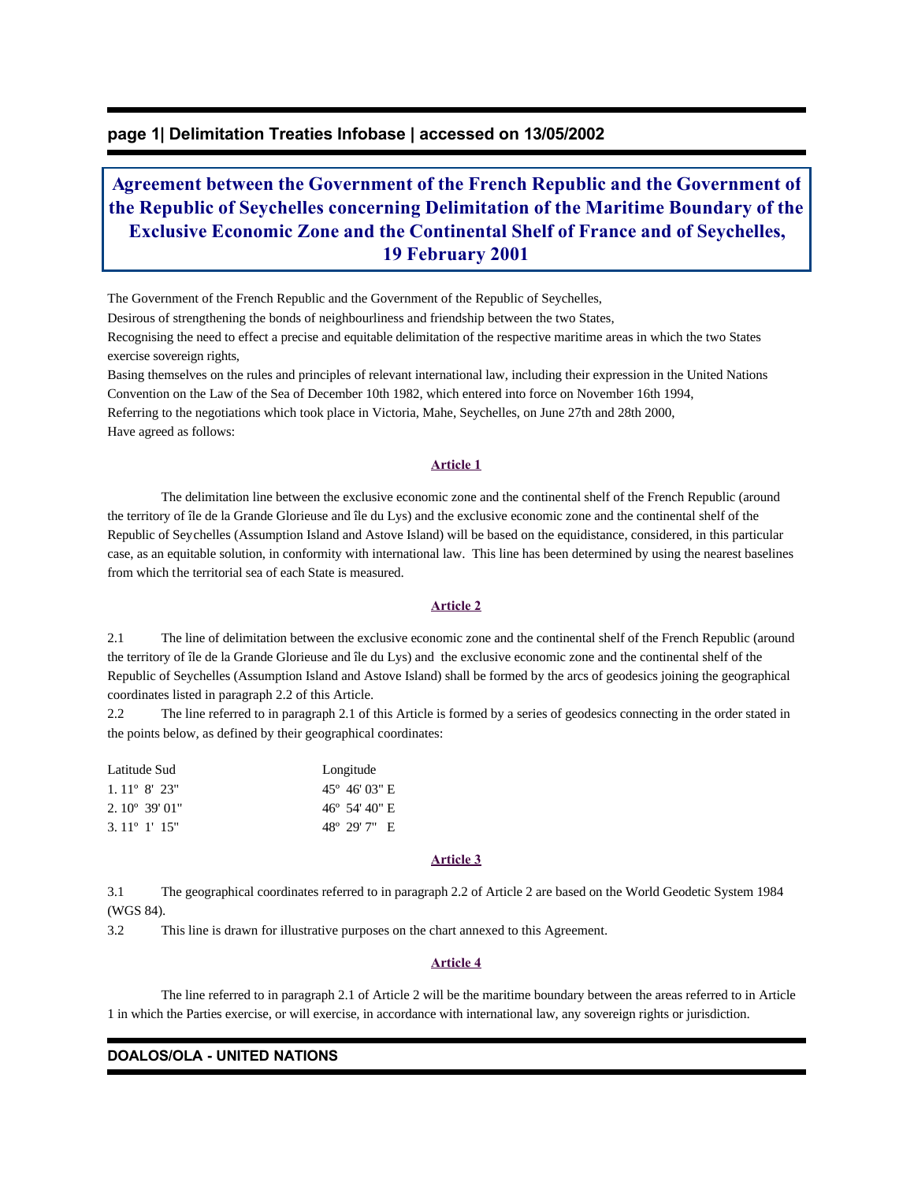# Agreement between the Government of the French Republic and the Government of the Republic of Seychelles concerning Delimitation of the Maritime Boundary of the Exclusive Economic Zone and the Continental Shelf of France and of Seychelles, 19 February 2001

The Government of the French Republic and the Government of the Republic of Seychelles,

Desirous of strengthening the bonds of neighbourliness and friendship between the two States,

Recognising the need to effect a precise and equitable delimitation of the respective maritime areas in which the two States exercise sovereign rights,

Basing themselves on the rules and principles of relevant international law, including their expression in the United Nations Convention on the Law of the Sea of December 10th 1982, which entered into force on November 16th 1994,

Referring to the negotiations which took place in Victoria, Mahe, Seychelles, on June 27th and 28th 2000,

Have agreed as follows:

## Article 1

The delimitation line between the exclusive economic zone and the continental shelf of the French Republic (around the territory of île de la Grande Glorieuse and île du Lys) and the exclusive economic zone and the continental shelf of the Republic of Seychelles (Assumption Island and Astove Island) will be based on the equidistance, considered, in this particular case, as an equitable solution, in conformity with international law. This line has been determined by using the nearest baselines from which the territorial sea of each State is measured.

## Article 2

2.1 The line of delimitation between the exclusive economic zone and the continental shelf of the French Republic (around the territory of île de la Grande Glorieuse and île du Lys) and the exclusive economic zone and the continental shelf of the Republic of Seychelles (Assumption Island and Astove Island) shall be formed by the arcs of geodesics joining the geographical coordinates listed in paragraph 2.2 of this Article.

2.2 The line referred to in paragraph 2.1 of this Article is formed by a series of geodesics connecting in the order stated in the points below, as defined by their geographical coordinates:

| Latitude Sud | Longitude |
|---|---|
| 1. 11º 8' 23" | 45º 46' 03" E |
| 2. 10º 39' 01" | 46º 54' 40" E |
| 3. 11º 1' 15" | 48º 29' 7" E |

## Article 3

3.1 The geographical coordinates referred to in paragraph 2.2 of Article 2 are based on the World Geodetic System 1984 (WGS 84).

3.2 This line is drawn for illustrative purposes on the chart annexed to this Agreement.

## Article 4

The line referred to in paragraph 2.1 of Article 2 will be the maritime boundary between the areas referred to in Article 1 in which the Parties exercise, or will exercise, in accordance with international law, any sovereign rights or jurisdiction.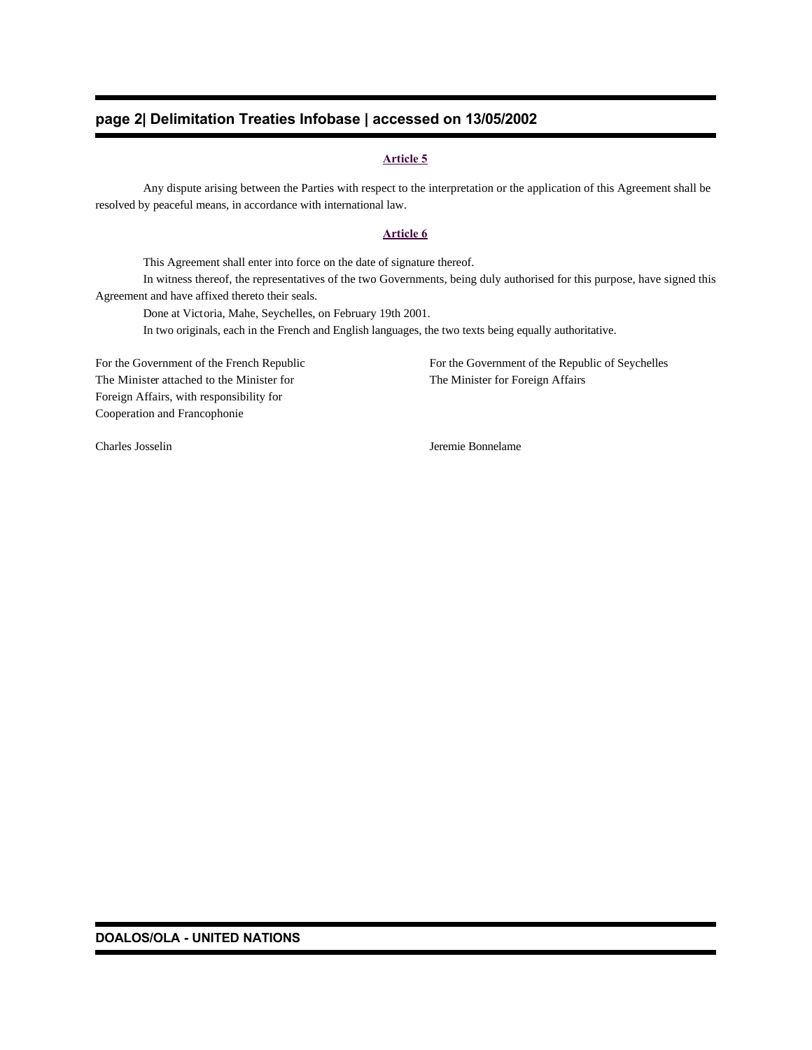#### Article 5

Any dispute arising between the Parties with respect to the interpretation or the application of this Agreement shall be resolved by peaceful means, in accordance with international law.

#### Article 6

This Agreement shall enter into force on the date of signature thereof.

In witness thereof, the representatives of the two Governments, being duly authorised for this purpose, have signed this Agreement and have affixed thereto their seals.

Done at Victoria, Mahe, Seychelles, on February 19th 2001.

In two originals, each in the French and English languages, the two texts being equally authoritative.

For the Government of the French Republic
The Minister attached to the Minister for Foreign Affairs, with responsibility for Cooperation and Francophonie

Charles Josselin

For the Government of the Republic of Seychelles
The Minister for Foreign Affairs

Jeremie Bonnelame